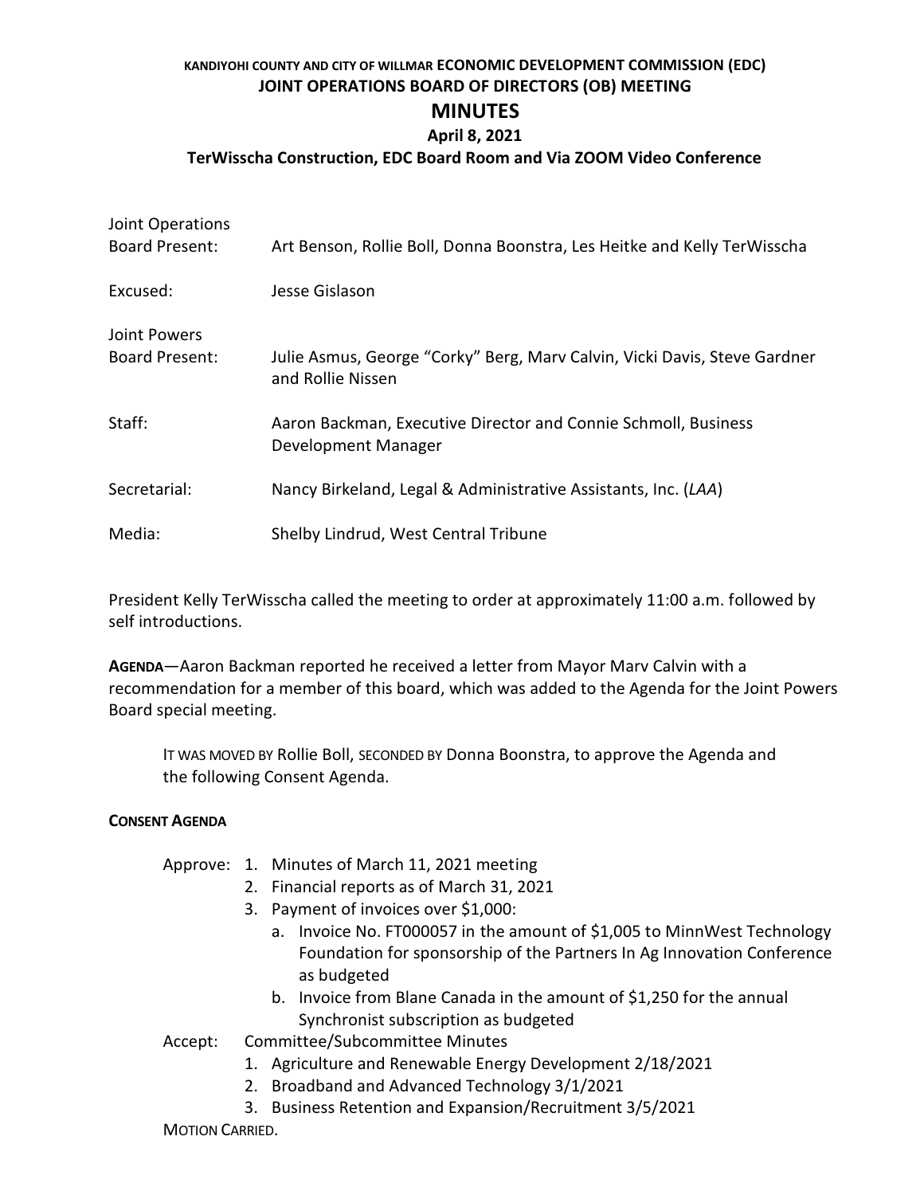**KANDIYOHI COUNTY AND CITY OF WILLMAR ECONOMIC DEVELOPMENT COMMISSION (EDC)**
**JOINT OPERATIONS BOARD OF DIRECTORS (OB) MEETING**

# MINUTES

**April 8, 2021**

**TerWisscha Construction, EDC Board Room and Via ZOOM Video Conference**

| | |
|---|---|
| Joint Operations Board Present: | Art Benson, Rollie Boll, Donna Boonstra, Les Heitke and Kelly TerWisscha |
| Excused: | Jesse Gislason |
| Joint Powers Board Present: | Julie Asmus, George "Corky" Berg, Marv Calvin, Vicki Davis, Steve Gardner and Rollie Nissen |
| Staff: | Aaron Backman, Executive Director and Connie Schmoll, Business Development Manager |
| Secretarial: | Nancy Birkeland, Legal & Administrative Assistants, Inc. (*LAA*) |
| Media: | Shelby Lindrud, West Central Tribune |

President Kelly TerWisscha called the meeting to order at approximately 11:00 a.m. followed by self introductions.

**AGENDA**—Aaron Backman reported he received a letter from Mayor Marv Calvin with a recommendation for a member of this board, which was added to the Agenda for the Joint Powers Board special meeting.

> IT WAS MOVED BY Rollie Boll, SECONDED BY Donna Boonstra, to approve the Agenda and the following Consent Agenda.

**CONSENT AGENDA**

Approve:
1. Minutes of March 11, 2021 meeting
2. Financial reports as of March 31, 2021
3. Payment of invoices over $1,000:
   a. Invoice No. FT000057 in the amount of $1,005 to MinnWest Technology Foundation for sponsorship of the Partners In Ag Innovation Conference as budgeted
   b. Invoice from Blane Canada in the amount of $1,250 for the annual Synchronist subscription as budgeted

Accept: Committee/Subcommittee Minutes
1. Agriculture and Renewable Energy Development 2/18/2021
2. Broadband and Advanced Technology 3/1/2021
3. Business Retention and Expansion/Recruitment 3/5/2021

MOTION CARRIED.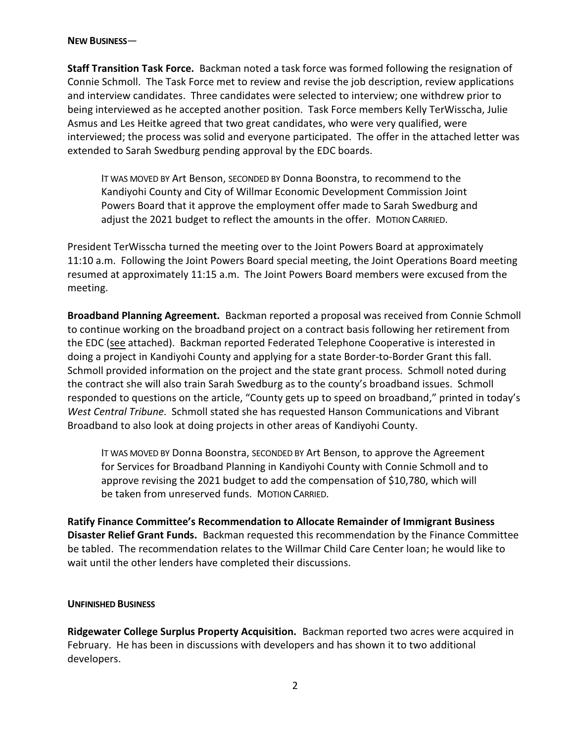**NEW BUSINESS**—

**Staff Transition Task Force.** Backman noted a task force was formed following the resignation of Connie Schmoll. The Task Force met to review and revise the job description, review applications and interview candidates. Three candidates were selected to interview; one withdrew prior to being interviewed as he accepted another position. Task Force members Kelly TerWisscha, Julie Asmus and Les Heitke agreed that two great candidates, who were very qualified, were interviewed; the process was solid and everyone participated. The offer in the attached letter was extended to Sarah Swedburg pending approval by the EDC boards.

> IT WAS MOVED BY Art Benson, SECONDED BY Donna Boonstra, to recommend to the Kandiyohi County and City of Willmar Economic Development Commission Joint Powers Board that it approve the employment offer made to Sarah Swedburg and adjust the 2021 budget to reflect the amounts in the offer. MOTION CARRIED.

President TerWisscha turned the meeting over to the Joint Powers Board at approximately 11:10 a.m. Following the Joint Powers Board special meeting, the Joint Operations Board meeting resumed at approximately 11:15 a.m. The Joint Powers Board members were excused from the meeting.

**Broadband Planning Agreement.** Backman reported a proposal was received from Connie Schmoll to continue working on the broadband project on a contract basis following her retirement from the EDC (see attached). Backman reported Federated Telephone Cooperative is interested in doing a project in Kandiyohi County and applying for a state Border-to-Border Grant this fall. Schmoll provided information on the project and the state grant process. Schmoll noted during the contract she will also train Sarah Swedburg as to the county's broadband issues. Schmoll responded to questions on the article, "County gets up to speed on broadband," printed in today's *West Central Tribune*. Schmoll stated she has requested Hanson Communications and Vibrant Broadband to also look at doing projects in other areas of Kandiyohi County.

> IT WAS MOVED BY Donna Boonstra, SECONDED BY Art Benson, to approve the Agreement for Services for Broadband Planning in Kandiyohi County with Connie Schmoll and to approve revising the 2021 budget to add the compensation of $10,780, which will be taken from unreserved funds. MOTION CARRIED.

**Ratify Finance Committee's Recommendation to Allocate Remainder of Immigrant Business Disaster Relief Grant Funds.** Backman requested this recommendation by the Finance Committee be tabled. The recommendation relates to the Willmar Child Care Center loan; he would like to wait until the other lenders have completed their discussions.

**UNFINISHED BUSINESS**

**Ridgewater College Surplus Property Acquisition.** Backman reported two acres were acquired in February. He has been in discussions with developers and has shown it to two additional developers.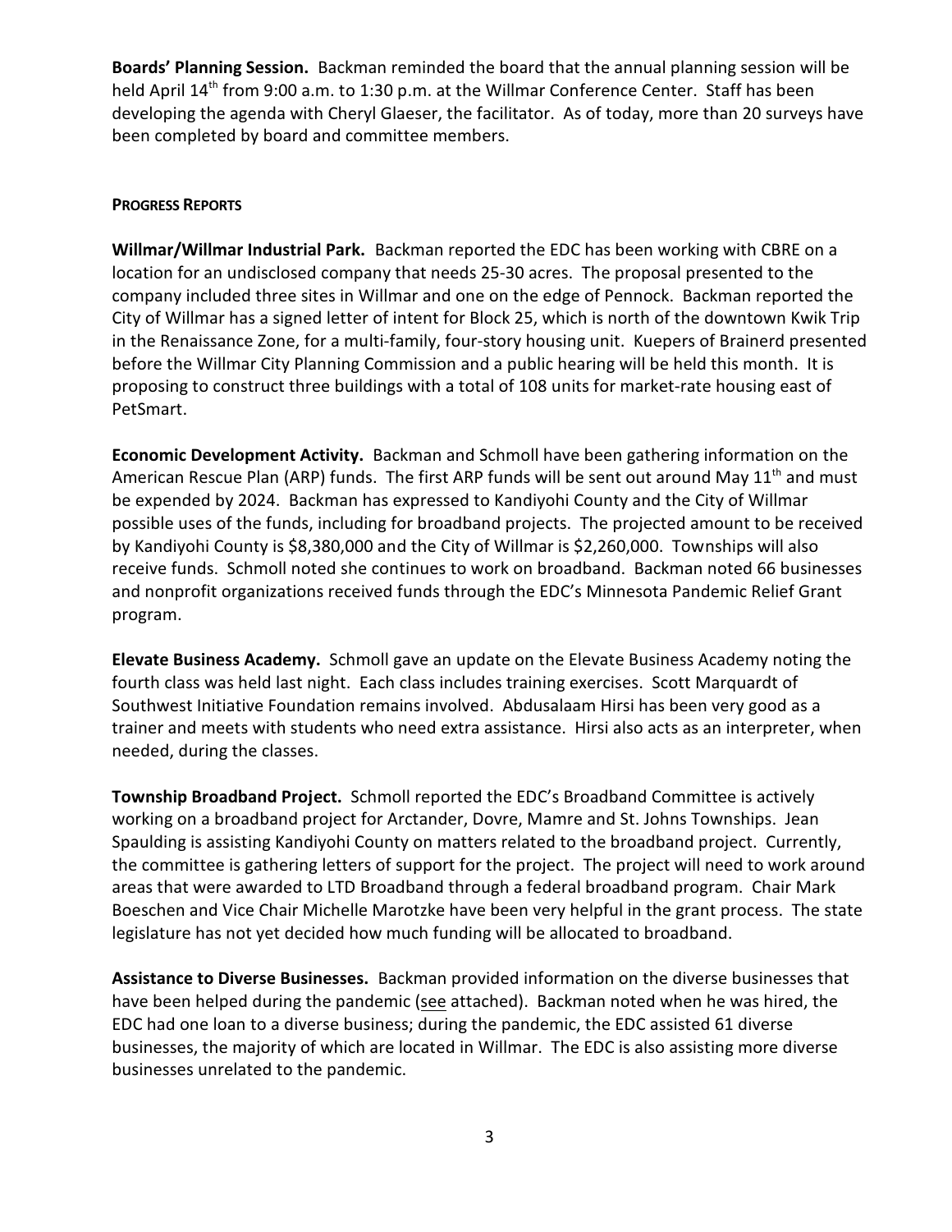**Boards' Planning Session.** Backman reminded the board that the annual planning session will be held April 14th from 9:00 a.m. to 1:30 p.m. at the Willmar Conference Center. Staff has been developing the agenda with Cheryl Glaeser, the facilitator. As of today, more than 20 surveys have been completed by board and committee members.

## PROGRESS REPORTS

**Willmar/Willmar Industrial Park.** Backman reported the EDC has been working with CBRE on a location for an undisclosed company that needs 25-30 acres. The proposal presented to the company included three sites in Willmar and one on the edge of Pennock. Backman reported the City of Willmar has a signed letter of intent for Block 25, which is north of the downtown Kwik Trip in the Renaissance Zone, for a multi-family, four-story housing unit. Kuepers of Brainerd presented before the Willmar City Planning Commission and a public hearing will be held this month. It is proposing to construct three buildings with a total of 108 units for market-rate housing east of PetSmart.

**Economic Development Activity.** Backman and Schmoll have been gathering information on the American Rescue Plan (ARP) funds. The first ARP funds will be sent out around May 11th and must be expended by 2024. Backman has expressed to Kandiyohi County and the City of Willmar possible uses of the funds, including for broadband projects. The projected amount to be received by Kandiyohi County is $8,380,000 and the City of Willmar is $2,260,000. Townships will also receive funds. Schmoll noted she continues to work on broadband. Backman noted 66 businesses and nonprofit organizations received funds through the EDC's Minnesota Pandemic Relief Grant program.

**Elevate Business Academy.** Schmoll gave an update on the Elevate Business Academy noting the fourth class was held last night. Each class includes training exercises. Scott Marquardt of Southwest Initiative Foundation remains involved. Abdusalaam Hirsi has been very good as a trainer and meets with students who need extra assistance. Hirsi also acts as an interpreter, when needed, during the classes.

**Township Broadband Project.** Schmoll reported the EDC's Broadband Committee is actively working on a broadband project for Arctander, Dovre, Mamre and St. Johns Townships. Jean Spaulding is assisting Kandiyohi County on matters related to the broadband project. Currently, the committee is gathering letters of support for the project. The project will need to work around areas that were awarded to LTD Broadband through a federal broadband program. Chair Mark Boeschen and Vice Chair Michelle Marotzke have been very helpful in the grant process. The state legislature has not yet decided how much funding will be allocated to broadband.

**Assistance to Diverse Businesses.** Backman provided information on the diverse businesses that have been helped during the pandemic (see attached). Backman noted when he was hired, the EDC had one loan to a diverse business; during the pandemic, the EDC assisted 61 diverse businesses, the majority of which are located in Willmar. The EDC is also assisting more diverse businesses unrelated to the pandemic.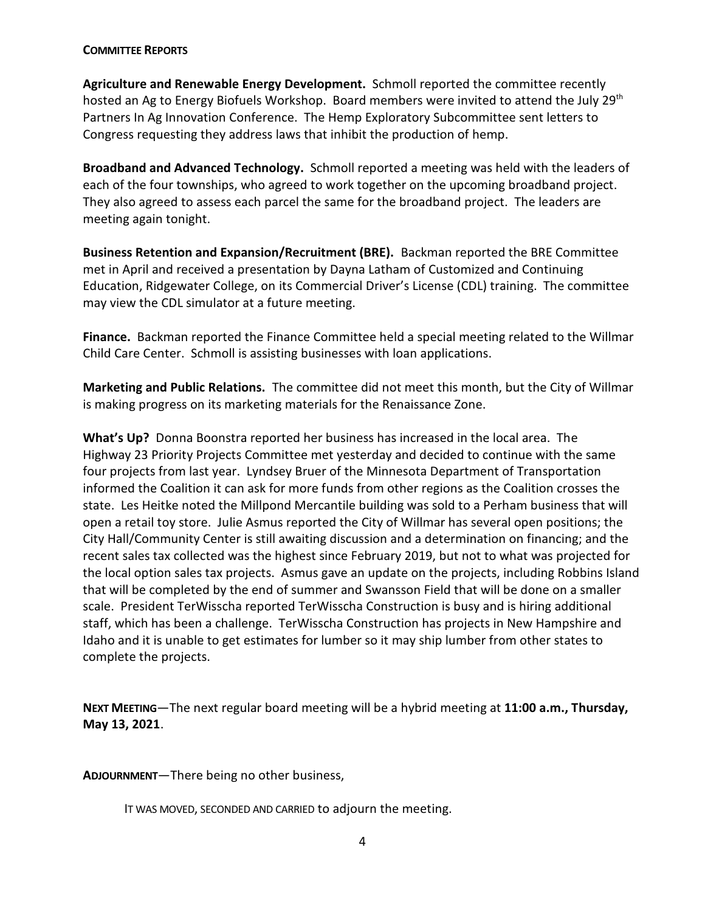**COMMITTEE REPORTS**

**Agriculture and Renewable Energy Development.** Schmoll reported the committee recently hosted an Ag to Energy Biofuels Workshop. Board members were invited to attend the July 29th Partners In Ag Innovation Conference. The Hemp Exploratory Subcommittee sent letters to Congress requesting they address laws that inhibit the production of hemp.

**Broadband and Advanced Technology.** Schmoll reported a meeting was held with the leaders of each of the four townships, who agreed to work together on the upcoming broadband project. They also agreed to assess each parcel the same for the broadband project. The leaders are meeting again tonight.

**Business Retention and Expansion/Recruitment (BRE).** Backman reported the BRE Committee met in April and received a presentation by Dayna Latham of Customized and Continuing Education, Ridgewater College, on its Commercial Driver's License (CDL) training. The committee may view the CDL simulator at a future meeting.

**Finance.** Backman reported the Finance Committee held a special meeting related to the Willmar Child Care Center. Schmoll is assisting businesses with loan applications.

**Marketing and Public Relations.** The committee did not meet this month, but the City of Willmar is making progress on its marketing materials for the Renaissance Zone.

**What's Up?** Donna Boonstra reported her business has increased in the local area. The Highway 23 Priority Projects Committee met yesterday and decided to continue with the same four projects from last year. Lyndsey Bruer of the Minnesota Department of Transportation informed the Coalition it can ask for more funds from other regions as the Coalition crosses the state. Les Heitke noted the Millpond Mercantile building was sold to a Perham business that will open a retail toy store. Julie Asmus reported the City of Willmar has several open positions; the City Hall/Community Center is still awaiting discussion and a determination on financing; and the recent sales tax collected was the highest since February 2019, but not to what was projected for the local option sales tax projects. Asmus gave an update on the projects, including Robbins Island that will be completed by the end of summer and Swansson Field that will be done on a smaller scale. President TerWisscha reported TerWisscha Construction is busy and is hiring additional staff, which has been a challenge. TerWisscha Construction has projects in New Hampshire and Idaho and it is unable to get estimates for lumber so it may ship lumber from other states to complete the projects.

**NEXT MEETING**—The next regular board meeting will be a hybrid meeting at **11:00 a.m., Thursday, May 13, 2021**.

**ADJOURNMENT**—There being no other business,

IT WAS MOVED, SECONDED AND CARRIED to adjourn the meeting.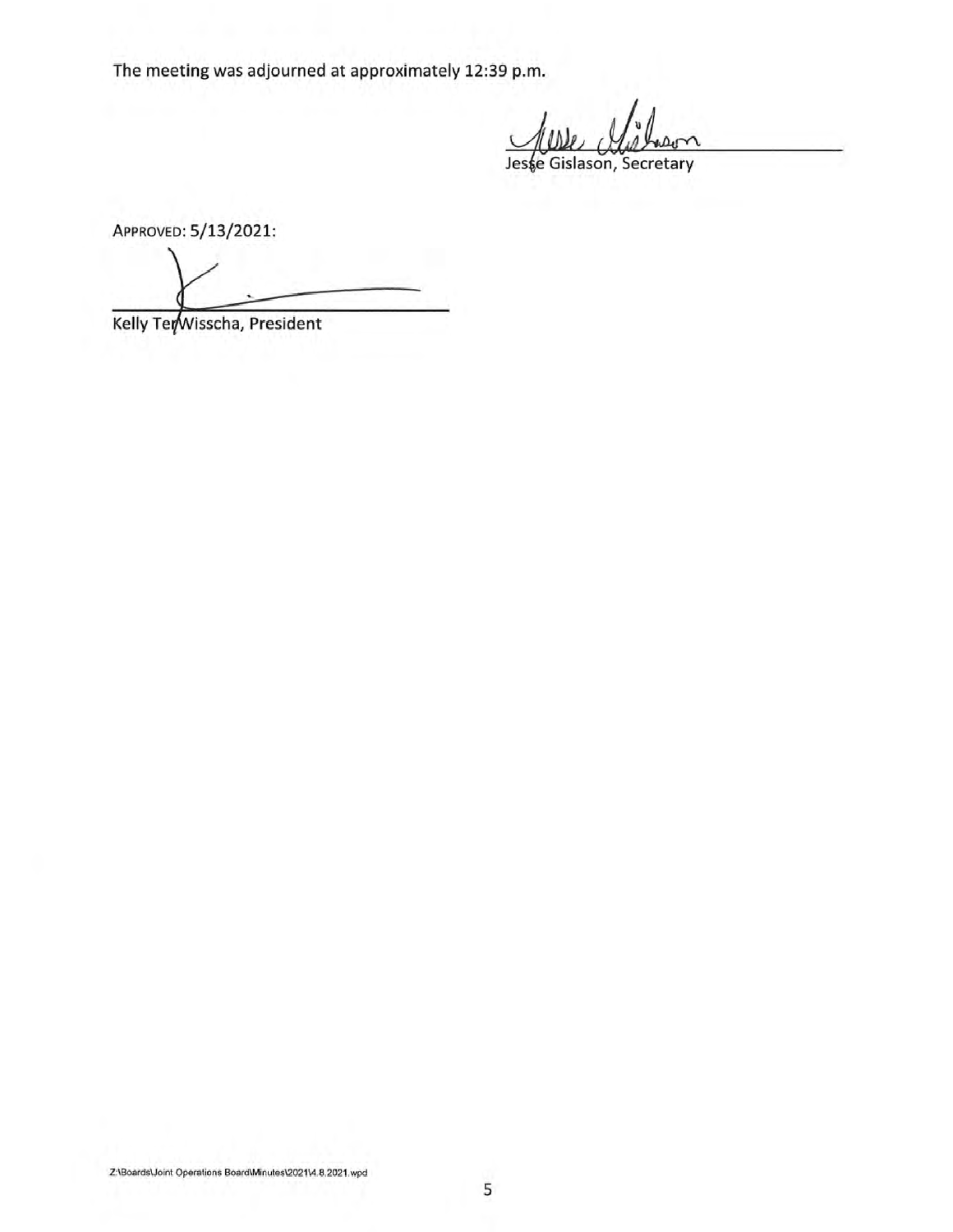The meeting was adjourned at approximately 12:39 p.m.

Jesse Gislason, Secretary

APPROVED: 5/13/2021:

Kelly TerWisscha, President

Z:\Boards\Joint Operations Board\Minutes\2021\4.8.2021.wpd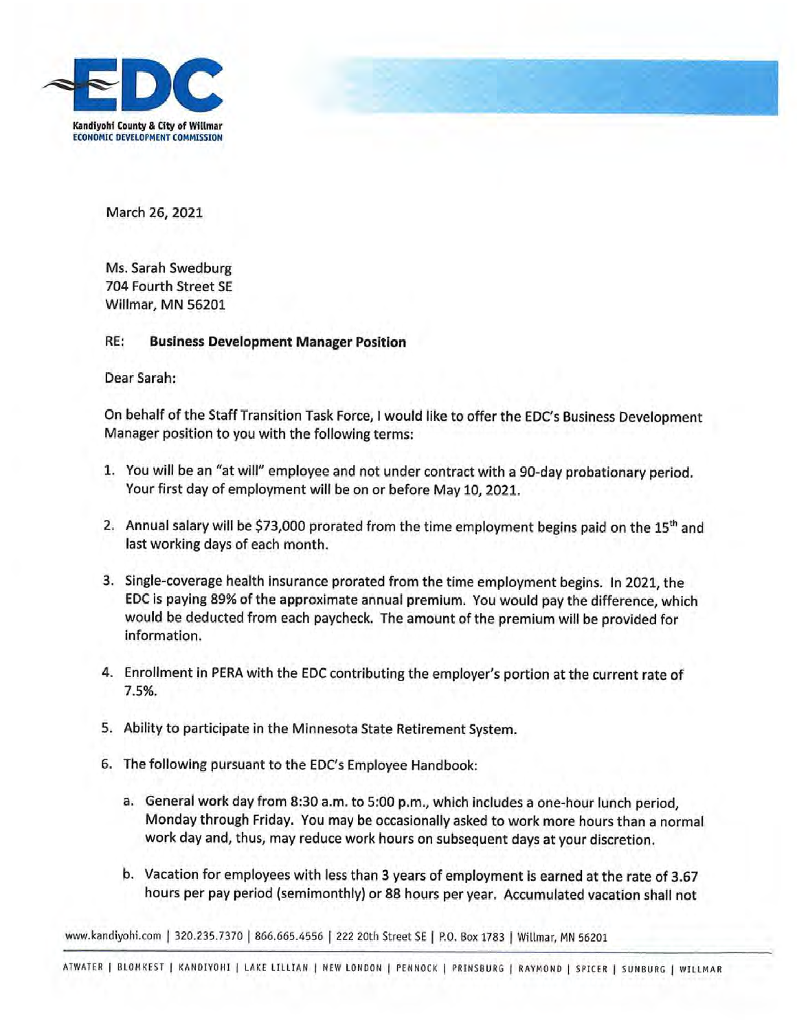EDC

Kandiyohi County & City of Willmar
ECONOMIC DEVELOPMENT COMMISSION

March 26, 2021

Ms. Sarah Swedburg
704 Fourth Street SE
Willmar, MN 56201

RE: **Business Development Manager Position**

Dear Sarah:

On behalf of the Staff Transition Task Force, I would like to offer the EDC's Business Development Manager position to you with the following terms:

1. You will be an "at will" employee and not under contract with a 90-day probationary period. Your first day of employment will be on or before May 10, 2021.
2. Annual salary will be $73,000 prorated from the time employment begins paid on the 15th and last working days of each month.
3. Single-coverage health insurance prorated from the time employment begins. In 2021, the EDC is paying 89% of the approximate annual premium. You would pay the difference, which would be deducted from each paycheck. The amount of the premium will be provided for information.
4. Enrollment in PERA with the EDC contributing the employer's portion at the current rate of 7.5%.
5. Ability to participate in the Minnesota State Retirement System.
6. The following pursuant to the EDC's Employee Handbook:
   a. General work day from 8:30 a.m. to 5:00 p.m., which includes a one-hour lunch period, Monday through Friday. You may be occasionally asked to work more hours than a normal work day and, thus, may reduce work hours on subsequent days at your discretion.
   b. Vacation for employees with less than 3 years of employment is earned at the rate of 3.67 hours per pay period (semimonthly) or 88 hours per year. Accumulated vacation shall not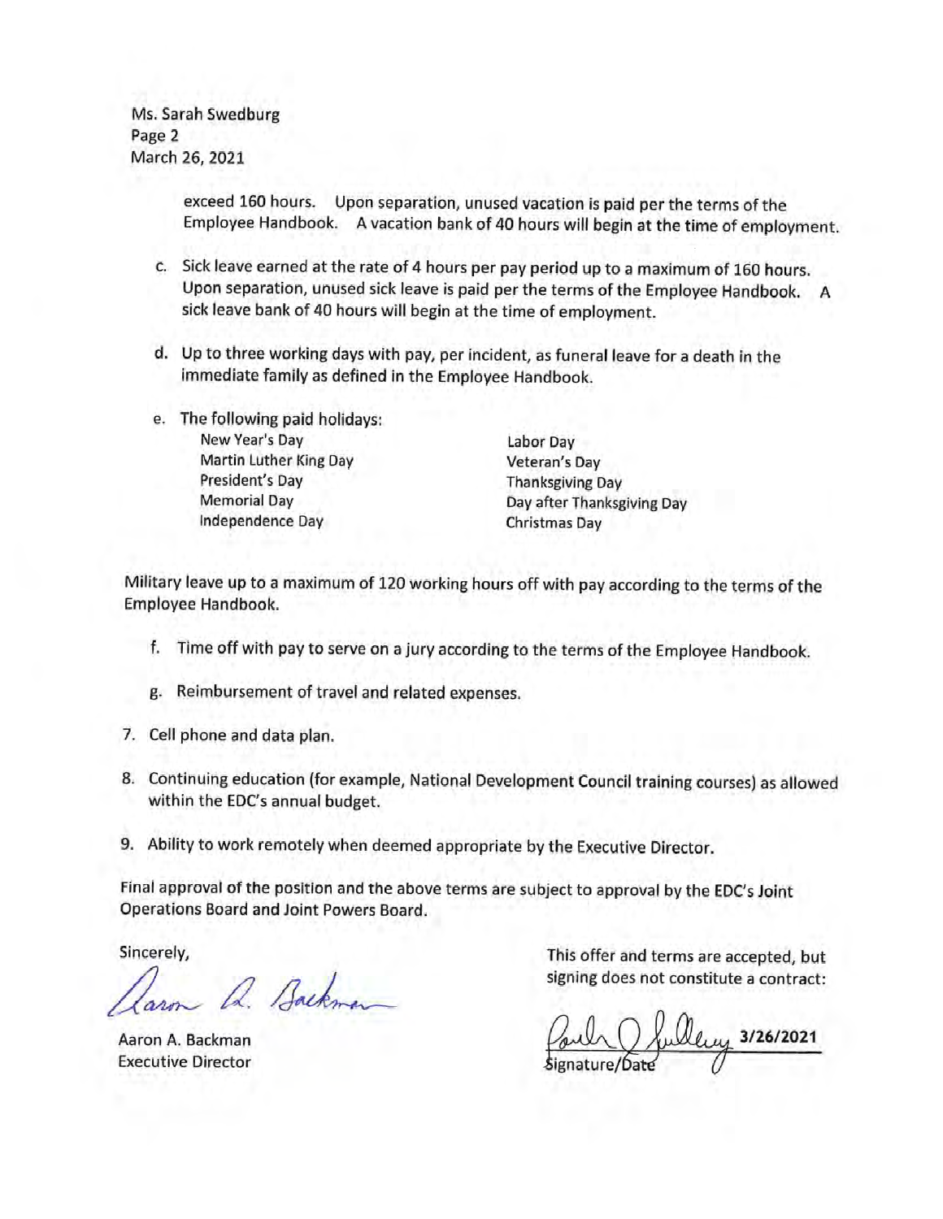Ms. Sarah Swedburg
Page 2
March 26, 2021

exceed 160 hours. Upon separation, unused vacation is paid per the terms of the Employee Handbook. A vacation bank of 40 hours will begin at the time of employment.

c. Sick leave earned at the rate of 4 hours per pay period up to a maximum of 160 hours. Upon separation, unused sick leave is paid per the terms of the Employee Handbook. A sick leave bank of 40 hours will begin at the time of employment.

d. Up to three working days with pay, per incident, as funeral leave for a death in the immediate family as defined in the Employee Handbook.

e. The following paid holidays:

| | |
|---|---|
| New Year's Day | Labor Day |
| Martin Luther King Day | Veteran's Day |
| President's Day | Thanksgiving Day |
| Memorial Day | Day after Thanksgiving Day |
| Independence Day | Christmas Day |

Military leave up to a maximum of 120 working hours off with pay according to the terms of the Employee Handbook.

f. Time off with pay to serve on a jury according to the terms of the Employee Handbook.

g. Reimbursement of travel and related expenses.

7. Cell phone and data plan.

8. Continuing education (for example, National Development Council training courses) as allowed within the EDC's annual budget.

9. Ability to work remotely when deemed appropriate by the Executive Director.

Final approval of the position and the above terms are subject to approval by the EDC's Joint Operations Board and Joint Powers Board.

Sincerely,

Aaron A. Backman
Executive Director

This offer and terms are accepted, but signing does not constitute a contract:

3/26/2021
Signature/Date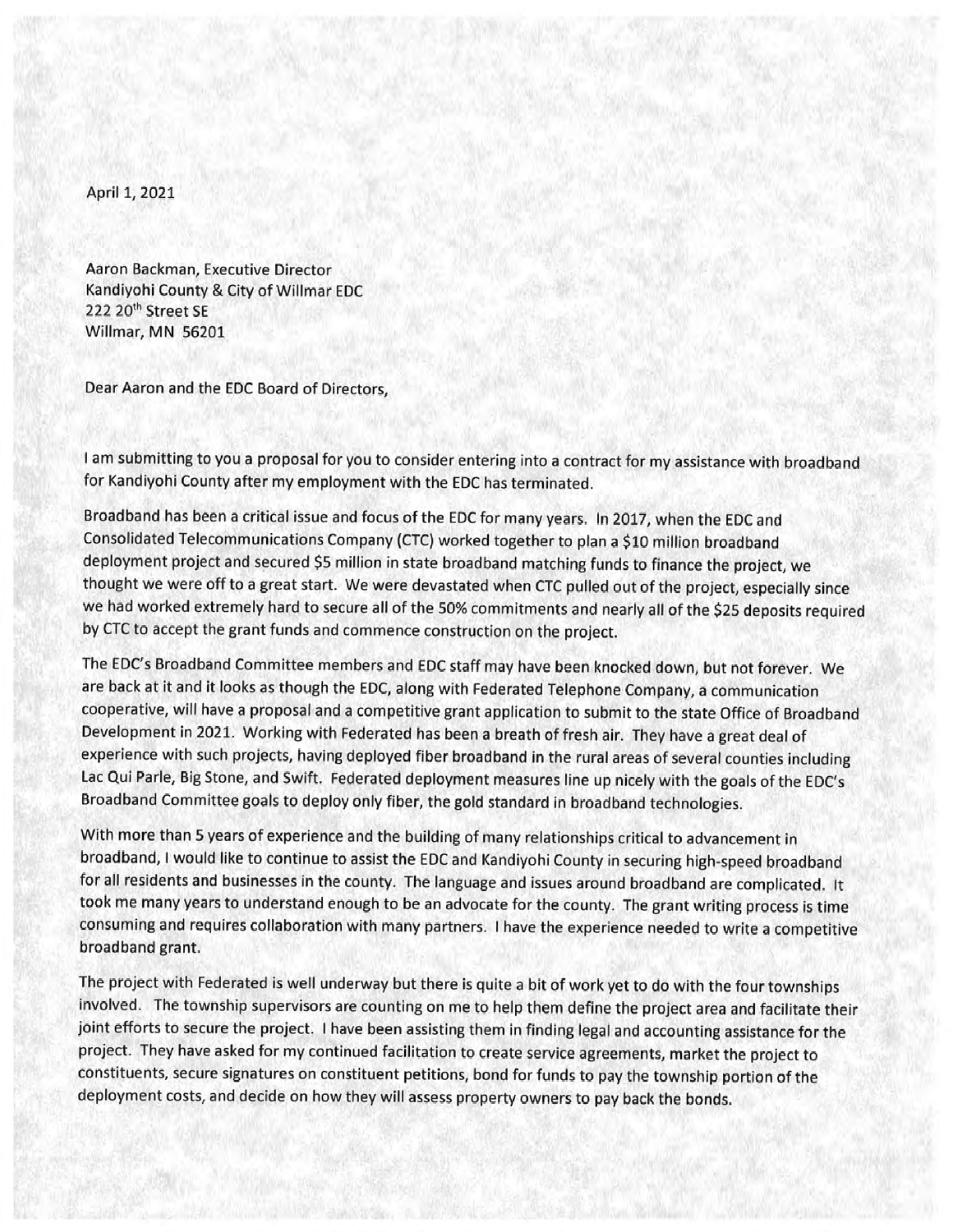April 1, 2021

Aaron Backman, Executive Director
Kandiyohi County & City of Willmar EDC
222 20th Street SE
Willmar, MN 56201

Dear Aaron and the EDC Board of Directors,

I am submitting to you a proposal for you to consider entering into a contract for my assistance with broadband for Kandiyohi County after my employment with the EDC has terminated.

Broadband has been a critical issue and focus of the EDC for many years. In 2017, when the EDC and Consolidated Telecommunications Company (CTC) worked together to plan a $10 million broadband deployment project and secured $5 million in state broadband matching funds to finance the project, we thought we were off to a great start. We were devastated when CTC pulled out of the project, especially since we had worked extremely hard to secure all of the 50% commitments and nearly all of the $25 deposits required by CTC to accept the grant funds and commence construction on the project.

The EDC's Broadband Committee members and EDC staff may have been knocked down, but not forever. We are back at it and it looks as though the EDC, along with Federated Telephone Company, a communication cooperative, will have a proposal and a competitive grant application to submit to the state Office of Broadband Development in 2021. Working with Federated has been a breath of fresh air. They have a great deal of experience with such projects, having deployed fiber broadband in the rural areas of several counties including Lac Qui Parle, Big Stone, and Swift. Federated deployment measures line up nicely with the goals of the EDC's Broadband Committee goals to deploy only fiber, the gold standard in broadband technologies.

With more than 5 years of experience and the building of many relationships critical to advancement in broadband, I would like to continue to assist the EDC and Kandiyohi County in securing high-speed broadband for all residents and businesses in the county. The language and issues around broadband are complicated. It took me many years to understand enough to be an advocate for the county. The grant writing process is time consuming and requires collaboration with many partners. I have the experience needed to write a competitive broadband grant.

The project with Federated is well underway but there is quite a bit of work yet to do with the four townships involved. The township supervisors are counting on me to help them define the project area and facilitate their joint efforts to secure the project. I have been assisting them in finding legal and accounting assistance for the project. They have asked for my continued facilitation to create service agreements, market the project to constituents, secure signatures on constituent petitions, bond for funds to pay the township portion of the deployment costs, and decide on how they will assess property owners to pay back the bonds.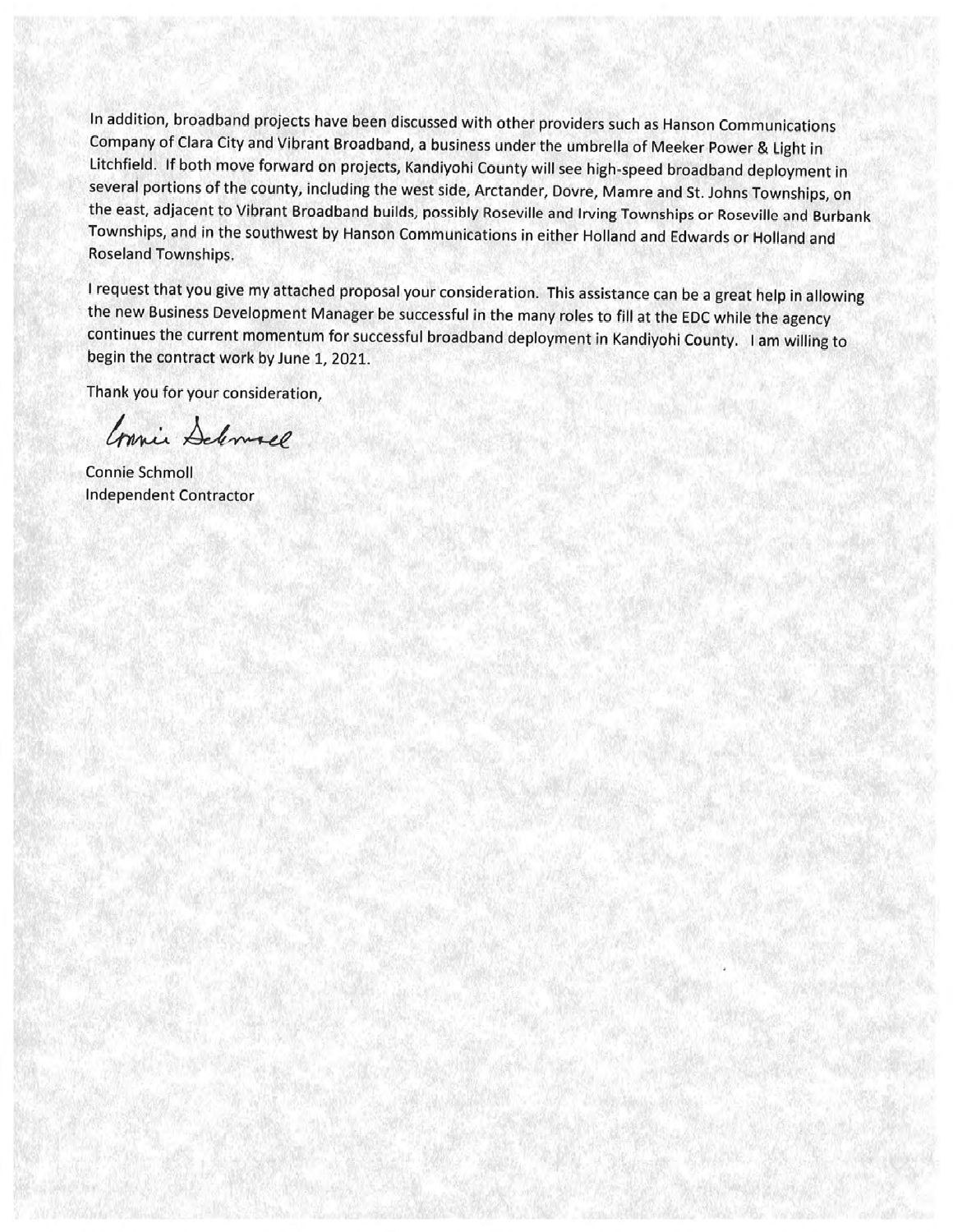In addition, broadband projects have been discussed with other providers such as Hanson Communications Company of Clara City and Vibrant Broadband, a business under the umbrella of Meeker Power & Light in Litchfield. If both move forward on projects, Kandiyohi County will see high-speed broadband deployment in several portions of the county, including the west side, Arctander, Dovre, Mamre and St. Johns Townships, on the east, adjacent to Vibrant Broadband builds, possibly Roseville and Irving Townships or Roseville and Burbank Townships, and in the southwest by Hanson Communications in either Holland and Edwards or Holland and Roseland Townships.

I request that you give my attached proposal your consideration. This assistance can be a great help in allowing the new Business Development Manager be successful in the many roles to fill at the EDC while the agency continues the current momentum for successful broadband deployment in Kandiyohi County. I am willing to begin the contract work by June 1, 2021.

Thank you for your consideration,

Connie Schmoll

Connie Schmoll
Independent Contractor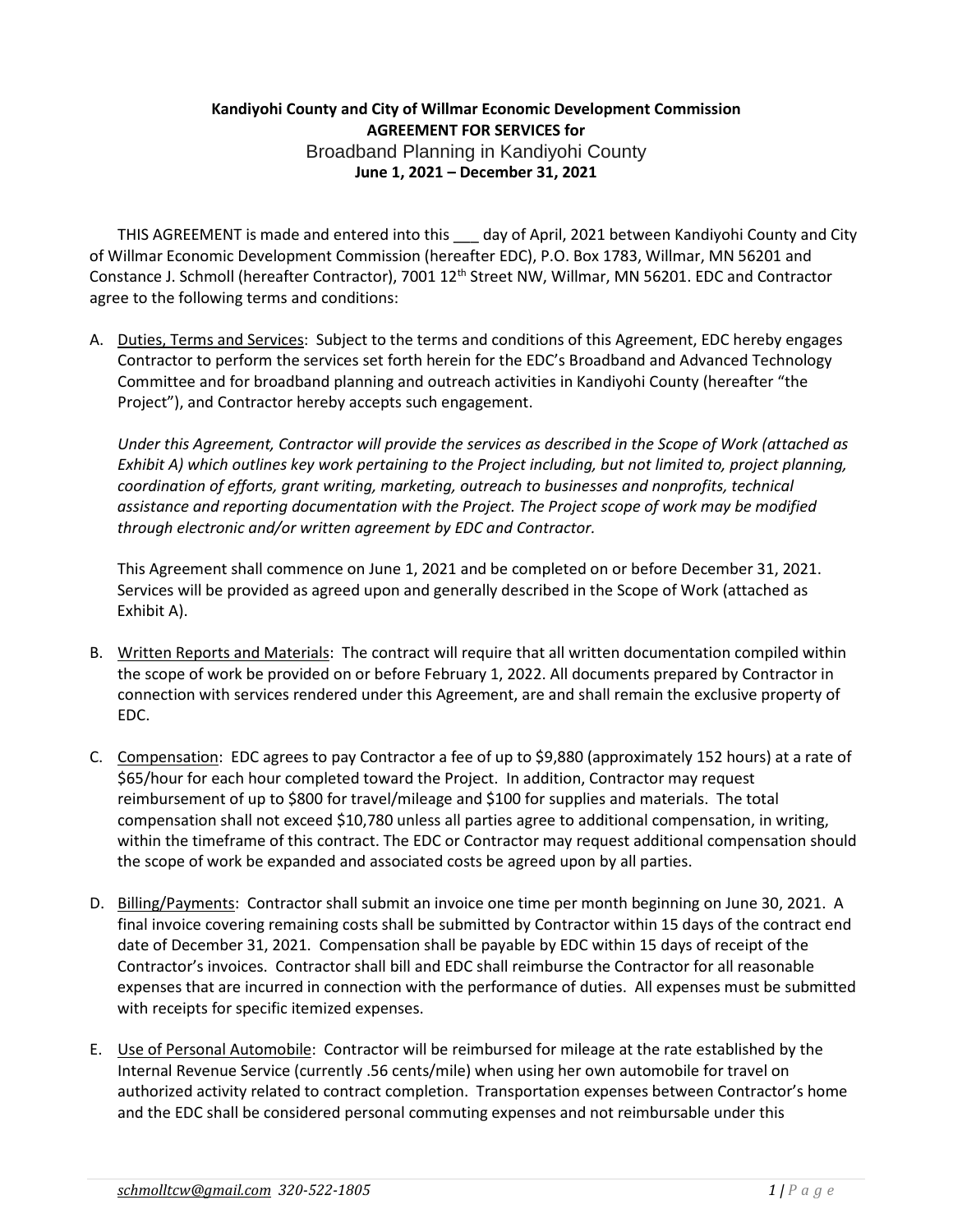**Kandiyohi County and City of Willmar Economic Development Commission**
**AGREEMENT FOR SERVICES for**
Broadband Planning in Kandiyohi County
**June 1, 2021 – December 31, 2021**

THIS AGREEMENT is made and entered into this ___ day of April, 2021 between Kandiyohi County and City of Willmar Economic Development Commission (hereafter EDC), P.O. Box 1783, Willmar, MN 56201 and Constance J. Schmoll (hereafter Contractor), 7001 12th Street NW, Willmar, MN 56201. EDC and Contractor agree to the following terms and conditions:

A. Duties, Terms and Services: Subject to the terms and conditions of this Agreement, EDC hereby engages Contractor to perform the services set forth herein for the EDC's Broadband and Advanced Technology Committee and for broadband planning and outreach activities in Kandiyohi County (hereafter "the Project"), and Contractor hereby accepts such engagement.

   *Under this Agreement, Contractor will provide the services as described in the Scope of Work (attached as Exhibit A) which outlines key work pertaining to the Project including, but not limited to, project planning, coordination of efforts, grant writing, marketing, outreach to businesses and nonprofits, technical assistance and reporting documentation with the Project. The Project scope of work may be modified through electronic and/or written agreement by EDC and Contractor.*

   This Agreement shall commence on June 1, 2021 and be completed on or before December 31, 2021. Services will be provided as agreed upon and generally described in the Scope of Work (attached as Exhibit A).

B. Written Reports and Materials: The contract will require that all written documentation compiled within the scope of work be provided on or before February 1, 2022. All documents prepared by Contractor in connection with services rendered under this Agreement, are and shall remain the exclusive property of EDC.

C. Compensation: EDC agrees to pay Contractor a fee of up to $9,880 (approximately 152 hours) at a rate of $65/hour for each hour completed toward the Project. In addition, Contractor may request reimbursement of up to $800 for travel/mileage and $100 for supplies and materials. The total compensation shall not exceed $10,780 unless all parties agree to additional compensation, in writing, within the timeframe of this contract. The EDC or Contractor may request additional compensation should the scope of work be expanded and associated costs be agreed upon by all parties.

D. Billing/Payments: Contractor shall submit an invoice one time per month beginning on June 30, 2021. A final invoice covering remaining costs shall be submitted by Contractor within 15 days of the contract end date of December 31, 2021. Compensation shall be payable by EDC within 15 days of receipt of the Contractor's invoices. Contractor shall bill and EDC shall reimburse the Contractor for all reasonable expenses that are incurred in connection with the performance of duties. All expenses must be submitted with receipts for specific itemized expenses.

E. Use of Personal Automobile: Contractor will be reimbursed for mileage at the rate established by the Internal Revenue Service (currently .56 cents/mile) when using her own automobile for travel on authorized activity related to contract completion. Transportation expenses between Contractor's home and the EDC shall be considered personal commuting expenses and not reimbursable under this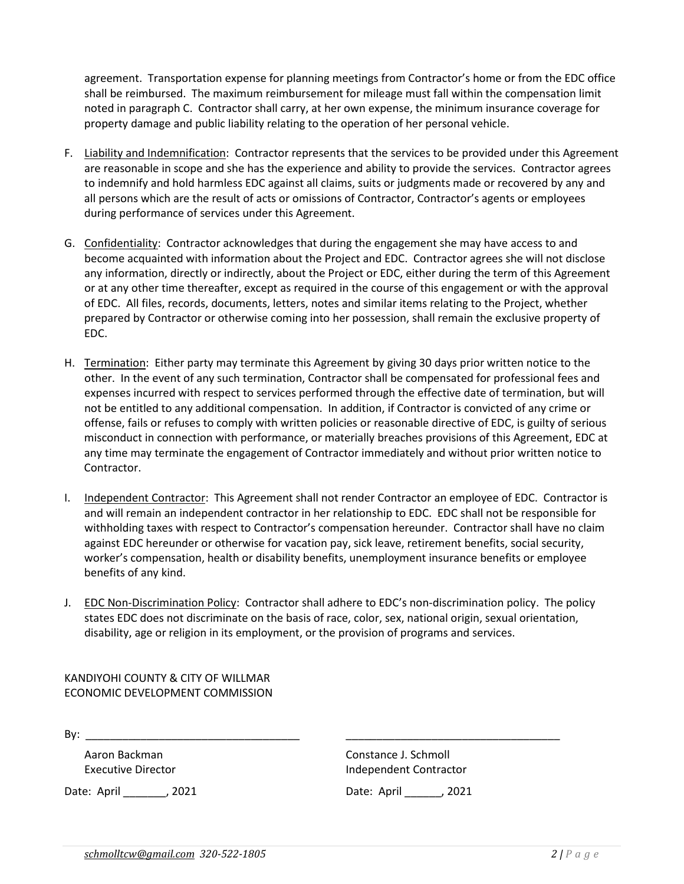agreement. Transportation expense for planning meetings from Contractor's home or from the EDC office shall be reimbursed. The maximum reimbursement for mileage must fall within the compensation limit noted in paragraph C. Contractor shall carry, at her own expense, the minimum insurance coverage for property damage and public liability relating to the operation of her personal vehicle.

F. Liability and Indemnification: Contractor represents that the services to be provided under this Agreement are reasonable in scope and she has the experience and ability to provide the services. Contractor agrees to indemnify and hold harmless EDC against all claims, suits or judgments made or recovered by any and all persons which are the result of acts or omissions of Contractor, Contractor's agents or employees during performance of services under this Agreement.

G. Confidentiality: Contractor acknowledges that during the engagement she may have access to and become acquainted with information about the Project and EDC. Contractor agrees she will not disclose any information, directly or indirectly, about the Project or EDC, either during the term of this Agreement or at any other time thereafter, except as required in the course of this engagement or with the approval of EDC. All files, records, documents, letters, notes and similar items relating to the Project, whether prepared by Contractor or otherwise coming into her possession, shall remain the exclusive property of EDC.

H. Termination: Either party may terminate this Agreement by giving 30 days prior written notice to the other. In the event of any such termination, Contractor shall be compensated for professional fees and expenses incurred with respect to services performed through the effective date of termination, but will not be entitled to any additional compensation. In addition, if Contractor is convicted of any crime or offense, fails or refuses to comply with written policies or reasonable directive of EDC, is guilty of serious misconduct in connection with performance, or materially breaches provisions of this Agreement, EDC at any time may terminate the engagement of Contractor immediately and without prior written notice to Contractor.

I. Independent Contractor: This Agreement shall not render Contractor an employee of EDC. Contractor is and will remain an independent contractor in her relationship to EDC. EDC shall not be responsible for withholding taxes with respect to Contractor's compensation hereunder. Contractor shall have no claim against EDC hereunder or otherwise for vacation pay, sick leave, retirement benefits, social security, worker's compensation, health or disability benefits, unemployment insurance benefits or employee benefits of any kind.

J. EDC Non-Discrimination Policy: Contractor shall adhere to EDC's non-discrimination policy. The policy states EDC does not discriminate on the basis of race, color, sex, national origin, sexual orientation, disability, age or religion in its employment, or the provision of programs and services.

KANDIYOHI COUNTY & CITY OF WILLMAR
ECONOMIC DEVELOPMENT COMMISSION

By: ___________________________________

Aaron Backman
Executive Director

Date: April _______, 2021

___________________________________

Constance J. Schmoll
Independent Contractor

Date: April ______, 2021

*schmolltcw@gmail.com 320-522-1805*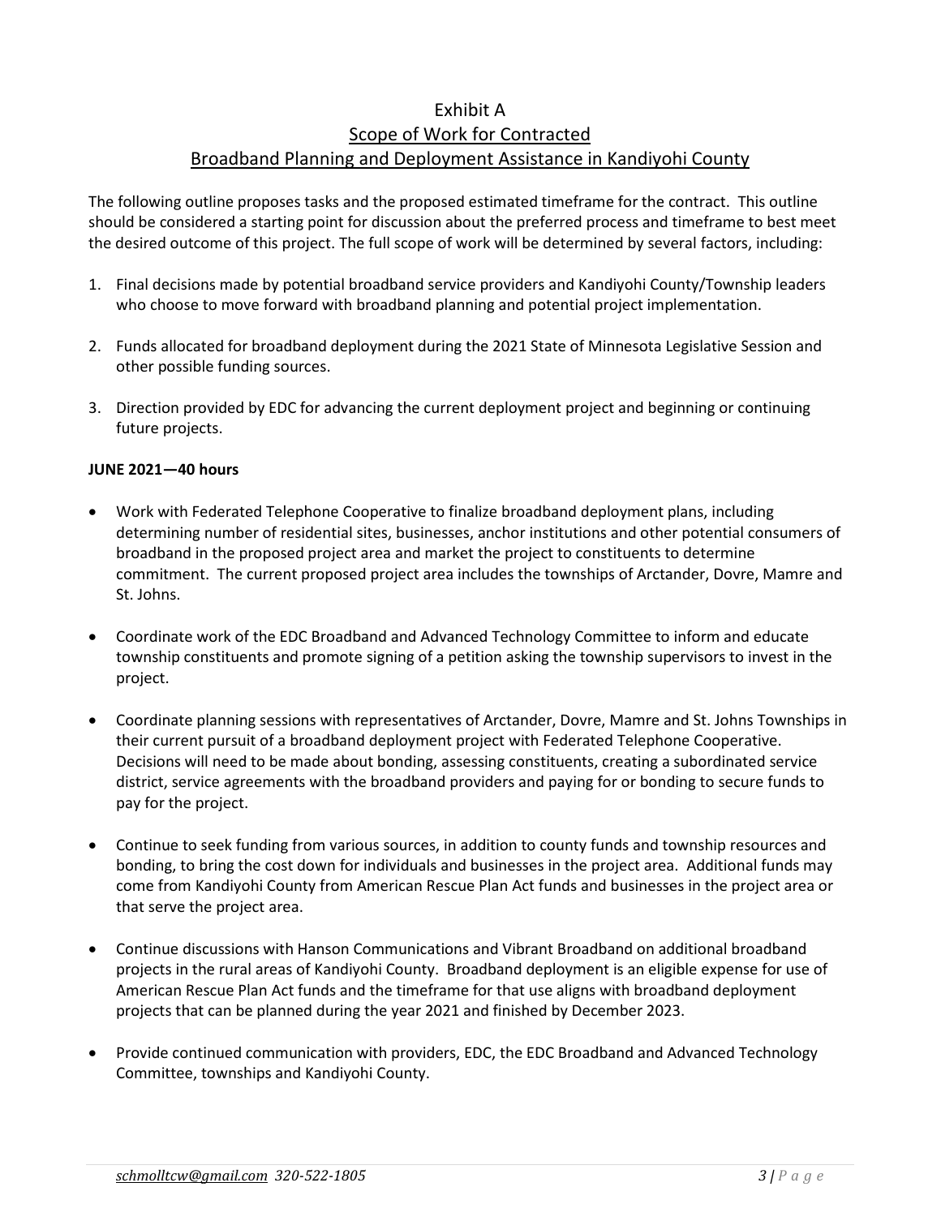# Exhibit A

## Scope of Work for Contracted Broadband Planning and Deployment Assistance in Kandiyohi County

The following outline proposes tasks and the proposed estimated timeframe for the contract. This outline should be considered a starting point for discussion about the preferred process and timeframe to best meet the desired outcome of this project. The full scope of work will be determined by several factors, including:

1. Final decisions made by potential broadband service providers and Kandiyohi County/Township leaders who choose to move forward with broadband planning and potential project implementation.

2. Funds allocated for broadband deployment during the 2021 State of Minnesota Legislative Session and other possible funding sources.

3. Direction provided by EDC for advancing the current deployment project and beginning or continuing future projects.

**JUNE 2021—40 hours**

- Work with Federated Telephone Cooperative to finalize broadband deployment plans, including determining number of residential sites, businesses, anchor institutions and other potential consumers of broadband in the proposed project area and market the project to constituents to determine commitment. The current proposed project area includes the townships of Arctander, Dovre, Mamre and St. Johns.

- Coordinate work of the EDC Broadband and Advanced Technology Committee to inform and educate township constituents and promote signing of a petition asking the township supervisors to invest in the project.

- Coordinate planning sessions with representatives of Arctander, Dovre, Mamre and St. Johns Townships in their current pursuit of a broadband deployment project with Federated Telephone Cooperative. Decisions will need to be made about bonding, assessing constituents, creating a subordinated service district, service agreements with the broadband providers and paying for or bonding to secure funds to pay for the project.

- Continue to seek funding from various sources, in addition to county funds and township resources and bonding, to bring the cost down for individuals and businesses in the project area. Additional funds may come from Kandiyohi County from American Rescue Plan Act funds and businesses in the project area or that serve the project area.

- Continue discussions with Hanson Communications and Vibrant Broadband on additional broadband projects in the rural areas of Kandiyohi County. Broadband deployment is an eligible expense for use of American Rescue Plan Act funds and the timeframe for that use aligns with broadband deployment projects that can be planned during the year 2021 and finished by December 2023.

- Provide continued communication with providers, EDC, the EDC Broadband and Advanced Technology Committee, townships and Kandiyohi County.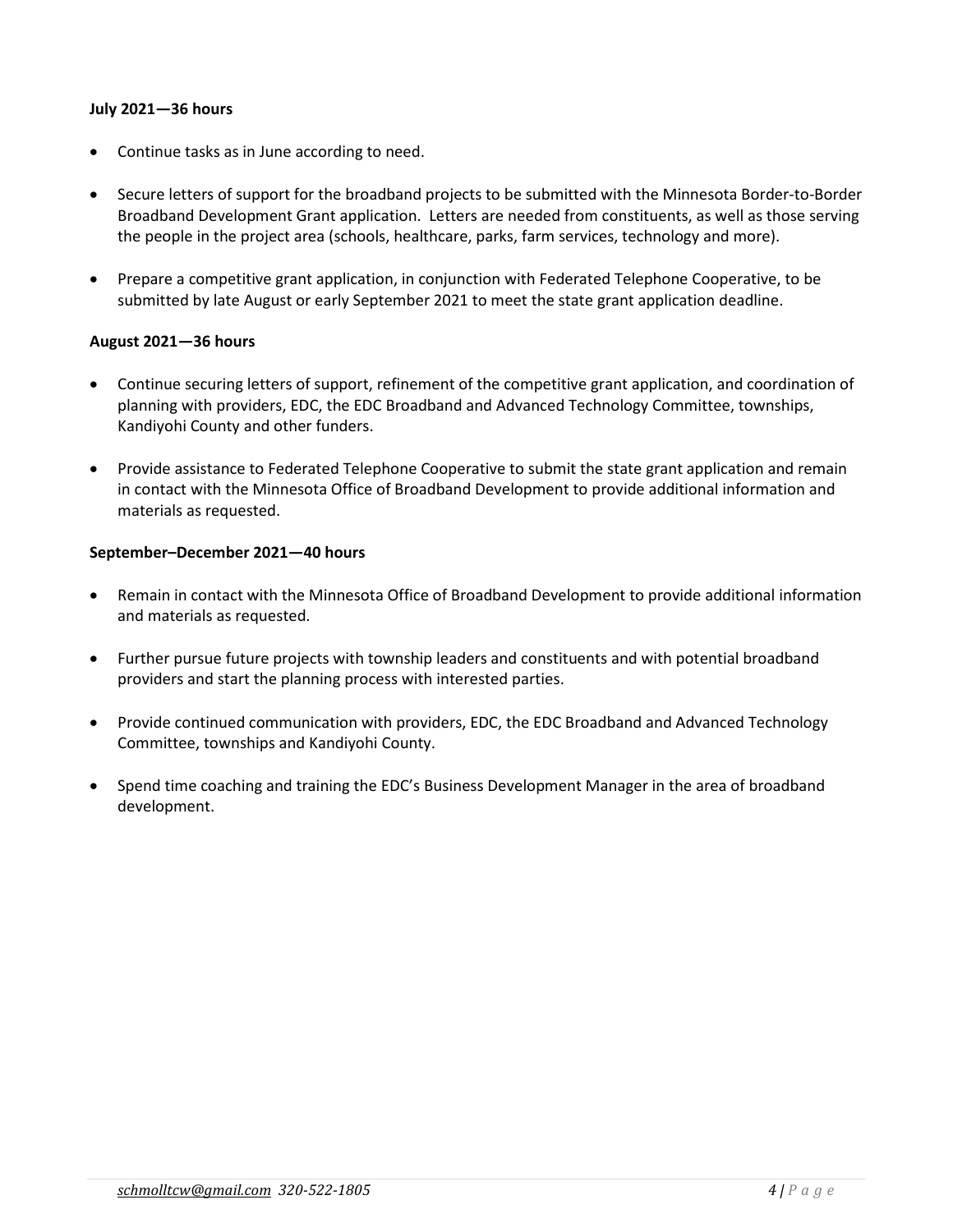**July 2021—36 hours**

- Continue tasks as in June according to need.
- Secure letters of support for the broadband projects to be submitted with the Minnesota Border-to-Border Broadband Development Grant application. Letters are needed from constituents, as well as those serving the people in the project area (schools, healthcare, parks, farm services, technology and more).
- Prepare a competitive grant application, in conjunction with Federated Telephone Cooperative, to be submitted by late August or early September 2021 to meet the state grant application deadline.

**August 2021—36 hours**

- Continue securing letters of support, refinement of the competitive grant application, and coordination of planning with providers, EDC, the EDC Broadband and Advanced Technology Committee, townships, Kandiyohi County and other funders.
- Provide assistance to Federated Telephone Cooperative to submit the state grant application and remain in contact with the Minnesota Office of Broadband Development to provide additional information and materials as requested.

**September–December 2021—40 hours**

- Remain in contact with the Minnesota Office of Broadband Development to provide additional information and materials as requested.
- Further pursue future projects with township leaders and constituents and with potential broadband providers and start the planning process with interested parties.
- Provide continued communication with providers, EDC, the EDC Broadband and Advanced Technology Committee, townships and Kandiyohi County.
- Spend time coaching and training the EDC's Business Development Manager in the area of broadband development.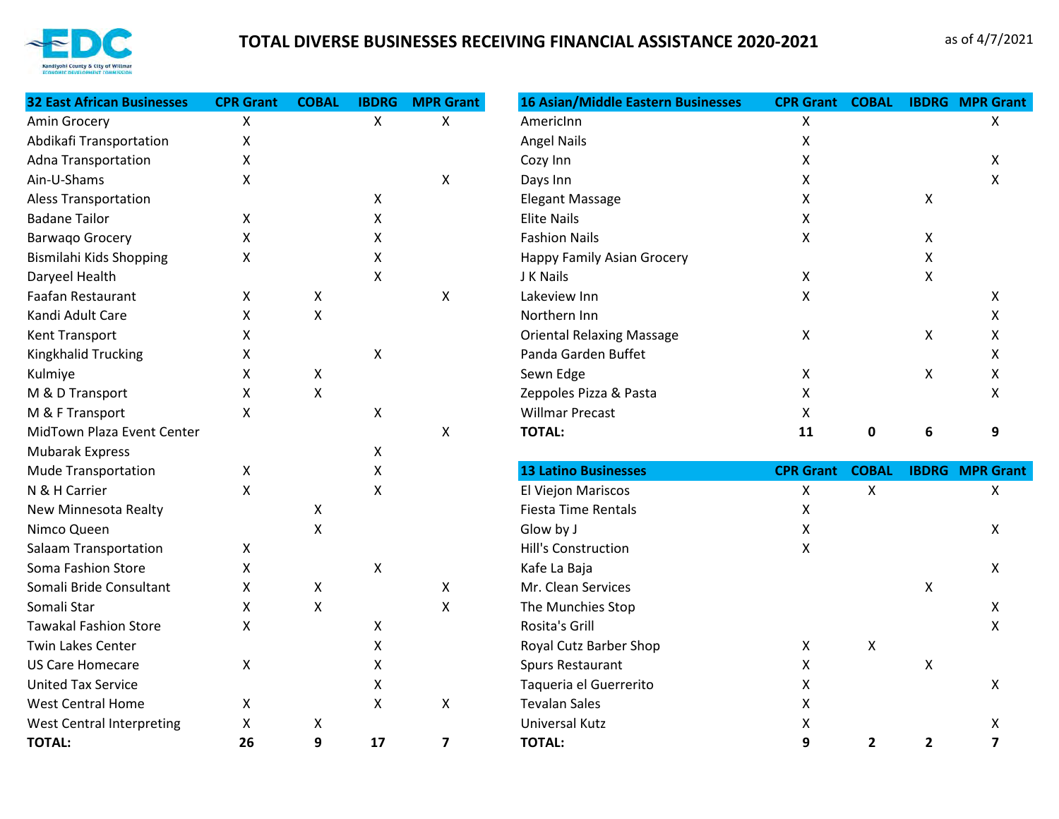# TOTAL DIVERSE BUSINESSES RECEIVING FINANCIAL ASSISTANCE 2020-2021

as of 4/7/2021

| 32 East African Businesses | CPR Grant | COBAL | IBDRG | MPR Grant |
|---|---|---|---|---|
| Amin Grocery | X | | X | X |
| Abdikafi Transportation | X | | | |
| Adna Transportation | X | | | |
| Ain-U-Shams | X | | | X |
| Aless Transportation | | | X | |
| Badane Tailor | X | | X | |
| Barwaqo Grocery | X | | X | |
| Bismilahi Kids Shopping | X | | X | |
| Daryeel Health | | | X | |
| Faafan Restaurant | X | X | | X |
| Kandi Adult Care | X | X | | |
| Kent Transport | X | | | |
| Kingkhalid Trucking | X | | X | |
| Kulmiye | X | X | | |
| M & D Transport | X | X | | |
| M & F Transport | X | | X | |
| MidTown Plaza Event Center | | | | X |
| Mubarak Express | | | X | |
| Mude Transportation | X | | X | |
| N & H Carrier | X | | X | |
| New Minnesota Realty | | X | | |
| Nimco Queen | | X | | |
| Salaam Transportation | X | | | |
| Soma Fashion Store | X | | X | |
| Somali Bride Consultant | X | X | | X |
| Somali Star | X | X | | X |
| Tawakal Fashion Store | X | | X | |
| Twin Lakes Center | | | X | |
| US Care Homecare | X | | X | |
| United Tax Service | | | X | |
| West Central Home | X | | X | X |
| West Central Interpreting | X | X | | |
| **TOTAL:** | **26** | **9** | **17** | **7** |

| 16 Asian/Middle Eastern Businesses | CPR Grant | COBAL | IBDRG | MPR Grant |
|---|---|---|---|---|
| AmericInn | X | | | X |
| Angel Nails | X | | | |
| Cozy Inn | X | | | X |
| Days Inn | X | | | X |
| Elegant Massage | X | | X | |
| Elite Nails | X | | | |
| Fashion Nails | X | | X | |
| Happy Family Asian Grocery | | | X | |
| J K Nails | X | | X | |
| Lakeview Inn | X | | | X |
| Northern Inn | | | | X |
| Oriental Relaxing Massage | X | | X | X |
| Panda Garden Buffet | | | | X |
| Sewn Edge | X | | X | X |
| Zeppoles Pizza & Pasta | X | | | X |
| Willmar Precast | X | | | |
| **TOTAL:** | **11** | **0** | **6** | **9** |

| 13 Latino Businesses | CPR Grant | COBAL | IBDRG | MPR Grant |
|---|---|---|---|---|
| El Viejon Mariscos | X | X | | X |
| Fiesta Time Rentals | X | | | |
| Glow by J | X | | | X |
| Hill's Construction | X | | | |
| Kafe La Baja | | | | X |
| Mr. Clean Services | | | X | |
| The Munchies Stop | | | | X |
| Rosita's Grill | | | | X |
| Royal Cutz Barber Shop | X | X | | |
| Spurs Restaurant | X | | X | |
| Taqueria el Guerrerito | X | | | X |
| Tevalan Sales | X | | | |
| Universal Kutz | X | | | X |
| **TOTAL:** | **9** | **2** | **2** | **7** |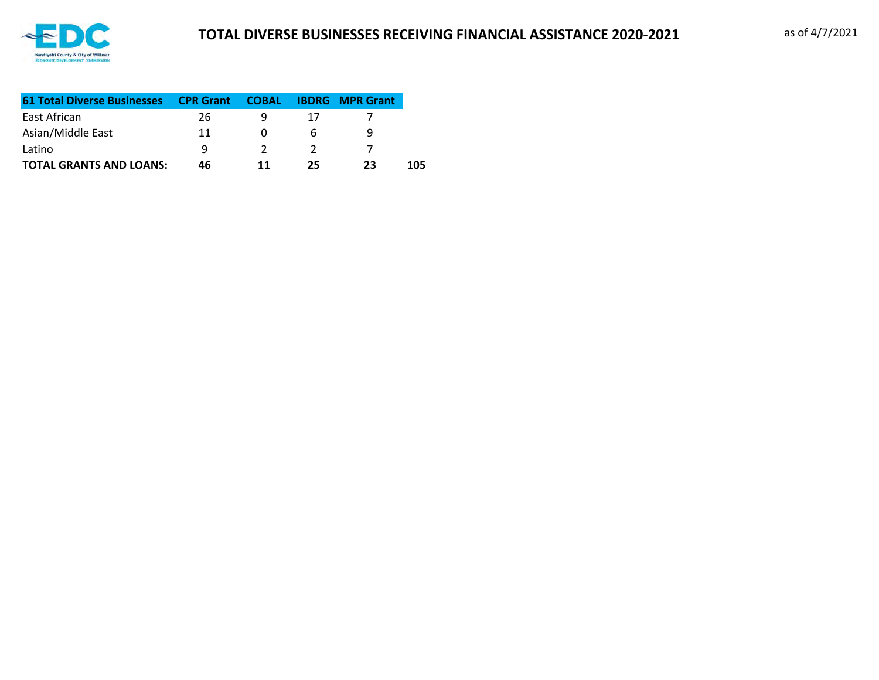# TOTAL DIVERSE BUSINESSES RECEIVING FINANCIAL ASSISTANCE 2020-2021

as of 4/7/2021

| 61 Total Diverse Businesses | CPR Grant | COBAL | IBDRG | MPR Grant | |
|---|---|---|---|---|---|
| East African | 26 | 9 | 17 | 7 | |
| Asian/Middle East | 11 | 0 | 6 | 9 | |
| Latino | 9 | 2 | 2 | 7 | |
| **TOTAL GRANTS AND LOANS:** | **46** | **11** | **25** | **23** | **105** |